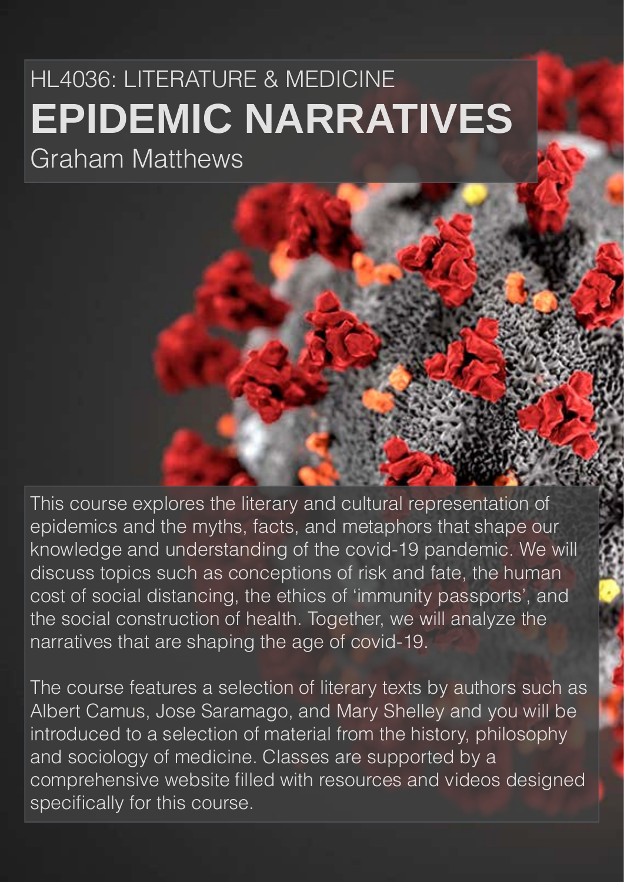HL4036: LITERATURE & MEDICINE

# EPIDEMIC NARRATIVES

Graham Matthews

This course explores the literary and cultural representation of epidemics and the myths, facts, and metaphors that shape our knowledge and understanding of the covid-19 pandemic. We will discuss topics such as conceptions of risk and fate, the human cost of social distancing, the ethics of 'immunity passports', and the social construction of health. Together, we will analyze the narratives that are shaping the age of covid-19.

The course features a selection of literary texts by authors such as Albert Camus, Jose Saramago, and Mary Shelley and you will be introduced to a selection of material from the history, philosophy and sociology of medicine. Classes are supported by a comprehensive website filled with resources and videos designed specifically for this course.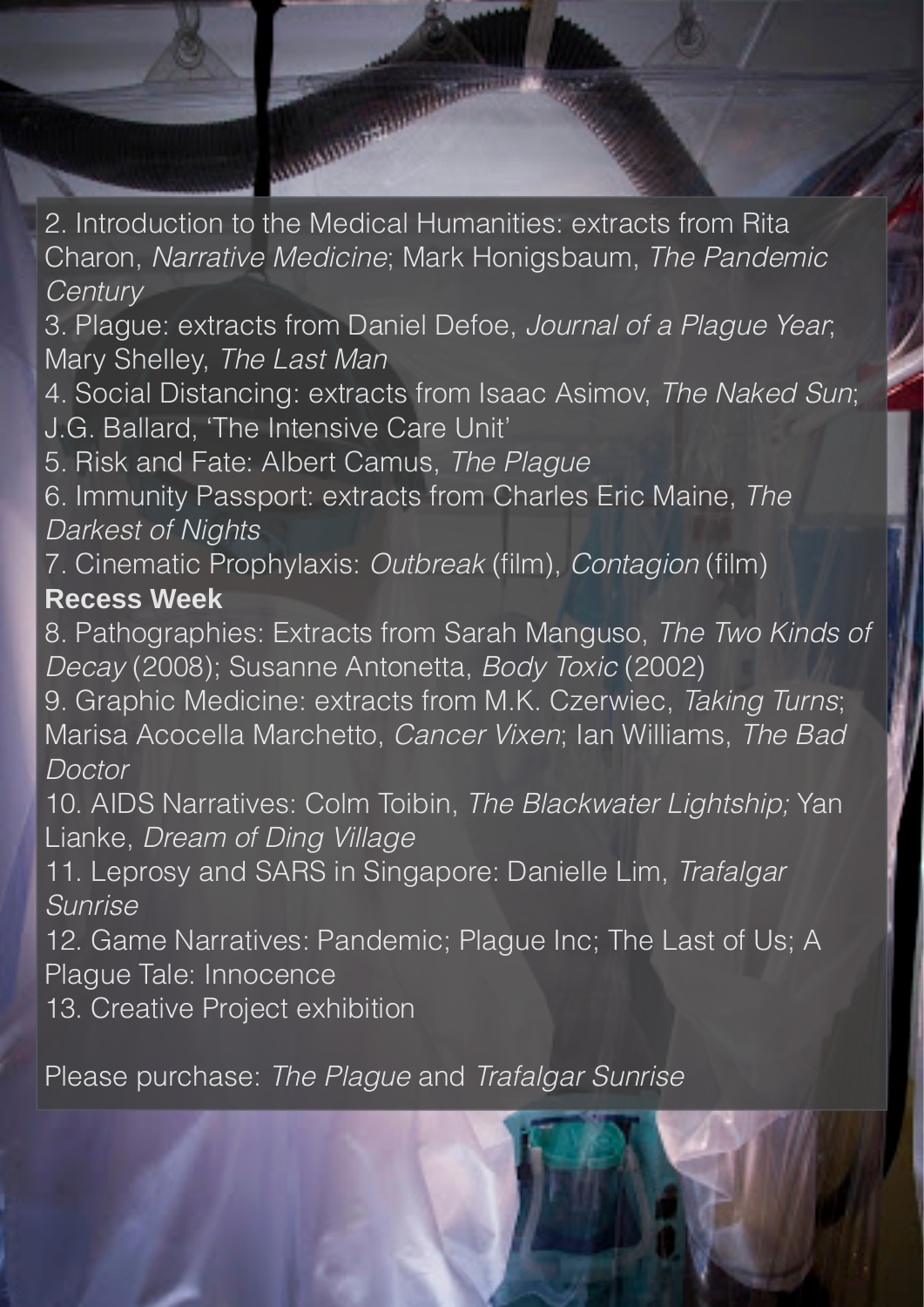2. Introduction to the Medical Humanities: extracts from Rita Charon, *Narrative Medicine*; Mark Honigsbaum, *The Pandemic Century*
3. Plague: extracts from Daniel Defoe, *Journal of a Plague Year*; Mary Shelley, *The Last Man*
4. Social Distancing: extracts from Isaac Asimov, *The Naked Sun*; J.G. Ballard, 'The Intensive Care Unit'
5. Risk and Fate: Albert Camus, *The Plague*
6. Immunity Passport: extracts from Charles Eric Maine, *The Darkest of Nights*
7. Cinematic Prophylaxis: *Outbreak* (film), *Contagion* (film)

**Recess Week**

8. Pathographies: Extracts from Sarah Manguso, *The Two Kinds of Decay* (2008); Susanne Antonetta, *Body Toxic* (2002)
9. Graphic Medicine: extracts from M.K. Czerwiec, *Taking Turns*; Marisa Acocella Marchetto, *Cancer Vixen*; Ian Williams, *The Bad Doctor*
10. AIDS Narratives: Colm Toibin, *The Blackwater Lightship;* Yan Lianke, *Dream of Ding Village*
11. Leprosy and SARS in Singapore: Danielle Lim, *Trafalgar Sunrise*
12. Game Narratives: Pandemic; Plague Inc; The Last of Us; A Plague Tale: Innocence
13. Creative Project exhibition

Please purchase: *The Plague* and *Trafalgar Sunrise*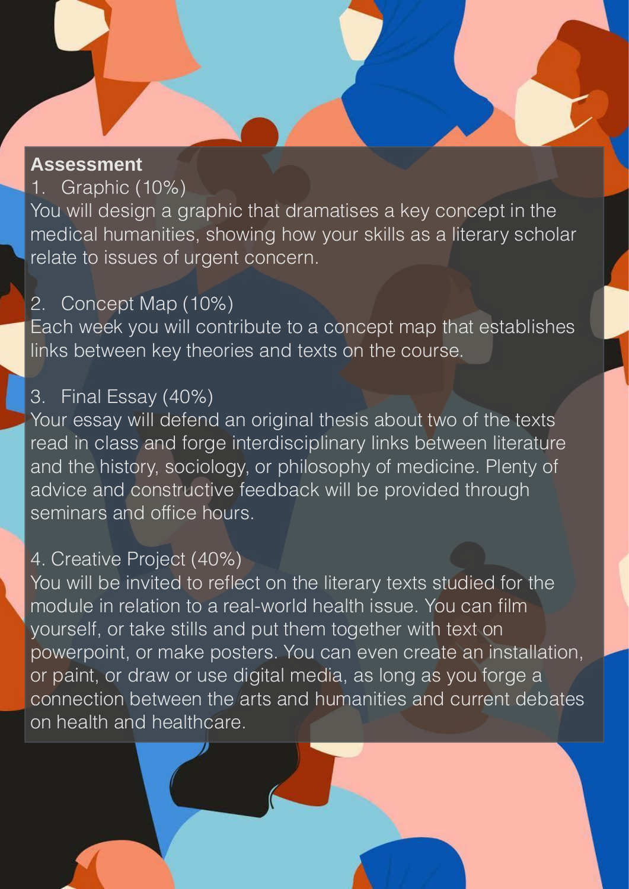## Assessment

1. Graphic (10%)

You will design a graphic that dramatises a key concept in the medical humanities, showing how your skills as a literary scholar relate to issues of urgent concern.

2. Concept Map (10%)

Each week you will contribute to a concept map that establishes links between key theories and texts on the course.

3. Final Essay (40%)

Your essay will defend an original thesis about two of the texts read in class and forge interdisciplinary links between literature and the history, sociology, or philosophy of medicine. Plenty of advice and constructive feedback will be provided through seminars and office hours.

4. Creative Project (40%)

You will be invited to reflect on the literary texts studied for the module in relation to a real-world health issue. You can film yourself, or take stills and put them together with text on powerpoint, or make posters. You can even create an installation, or paint, or draw or use digital media, as long as you forge a connection between the arts and humanities and current debates on health and healthcare.